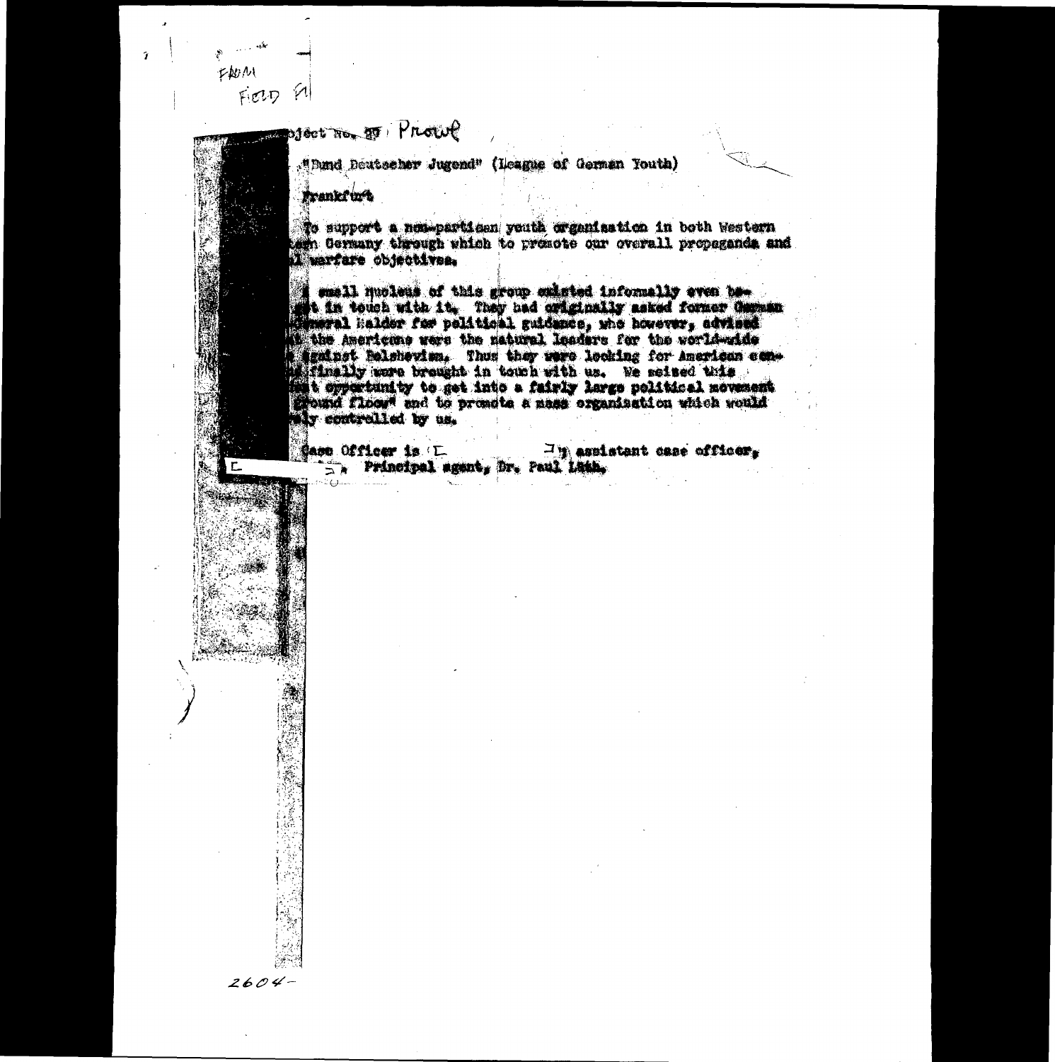FROM
FIELD FI

...oject No. 89 Prowl

"Bund Deutscher Jugend" (League of German Youth)

Frankfurt

To support a non-partisan youth organisation in both Western ...ern Germany through which to promote our overall propaganda and ...l warfare objectives.

A small nucleus of this group existed informally even be-...t in touch with it. They had originally asked former German General Halder for political guidance, who however, advised ... the Americans were the natural leaders for the world-wide ... against Bolshevism. Thus they were looking for American con-...d finally were brought in touch with us. We seized this ...t opportunity to get into a fairly large political movement ...ground floor" and to promote a mass organisation which would ...ly controlled by us.

Case Officer is [ ]; assistant case officer, [ ]. Principal agent, Dr. Paul Lüth.

2604-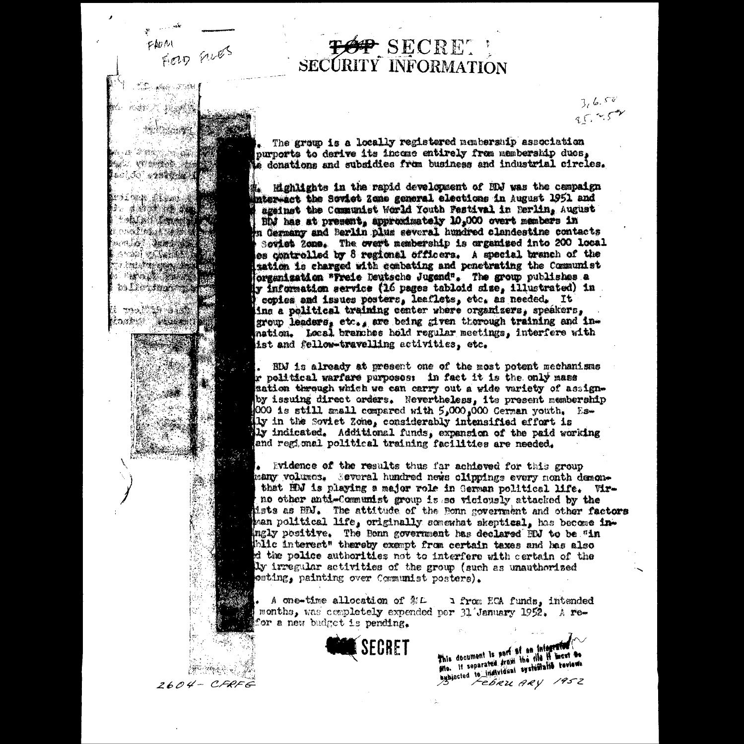FROM
FIELD FILES

# ~~TOP~~ SECRET
## SECURITY INFORMATION

3,6.58
35.-57

. The group is a locally registered membership association purports to derive its income entirely from membership dues, e donations and subsidies from business and industrial circles.

. Highlights in the rapid development of BDJ was the campaign nter-act the Soviet Zone general elections in August 1951 and against the Communist World Youth Festival in Berlin, August BDJ has at present, approximately 10,000 overt members in n Germany and Berlin plus several hundred clandestine contacts Soviet Zone. The overt membership is organized into 200 local es controlled by 8 regional officers. A special branch of the zation is charged with combating and penetrating the Communist organization "Freie Deutsche Jugend". The group publishes a y information service (16 pages tabloid size, illustrated) in copies and issues posters, leaflets, etc. as needed. It ins a political training center where organizers, speakers, group leaders, etc., are being given thorough training and in- nation. Local branches hold regular meetings, interfere with ist and fellow-travelling activities, etc.

. BDJ is already at present one of the most potent mechanisms r political warfare purposes: in fact it is the only mass zation through which we can carry out a wide variety of assign- by issuing direct orders. Nevertheless, its present membership 000 is still small compared with 5,000,000 German youth. Es- ly in the Soviet Zone, considerably intensified effort is ly indicated. Additional funds, expansion of the paid working and regional political training facilities are needed.

. Evidence of the results thus far achieved for this group many volumes. Several hundred news clippings every month demon- that BDJ is playing a major role in German political life. Vir- no other anti-Communist group is so viciously attacked by the ists as BDJ. The attitude of the Bonn government and other factors man political life, originally somewhat skeptical, has become in- ngly positive. The Bonn government has declared BDJ to be "in blic interest" thereby exempt from certain taxes and has also d the police authorities not to interfere with certain of the ly irregular activities of the group (such as unauthorized osting, painting over Communist posters).

. A one-time allocation of $L n from ECA funds, intended months, was completely expended per 31 January 1952. A re- for a new budget is pending.

SECRET

This document is part of an integrated file. If separated from the file it must be subjected to individual systematic review.

15 FEBRUARY 1952

2604-CFRFG